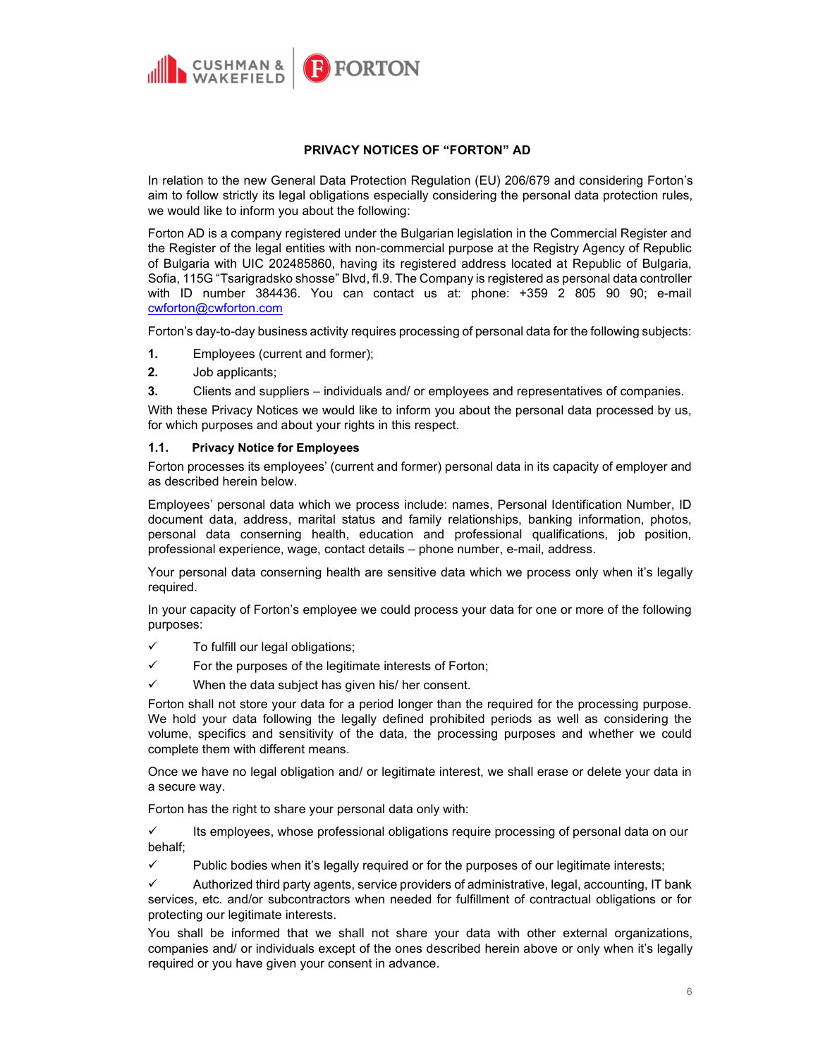**PRIVACY NOTICES OF "FORTON" AD**

In relation to the new General Data Protection Regulation (EU) 206/679 and considering Forton's aim to follow strictly its legal obligations especially considering the personal data protection rules, we would like to inform you about the following:

Forton AD is a company registered under the Bulgarian legislation in the Commercial Register and the Register of the legal entities with non-commercial purpose at the Registry Agency of Republic of Bulgaria with UIC 202485860, having its registered address located at Republic of Bulgaria, Sofia, 115G "Tsarigradsko shosse" Blvd, fl.9. The Company is registered as personal data controller with ID number 384436. You can contact us at: phone: +359 2 805 90 90; e-mail cwforton@cwforton.com

Forton's day-to-day business activity requires processing of personal data for the following subjects:

1. Employees (current and former);
2. Job applicants;
3. Clients and suppliers – individuals and/ or employees and representatives of companies.

With these Privacy Notices we would like to inform you about the personal data processed by us, for which purposes and about your rights in this respect.

**1.1. Privacy Notice for Employees**

Forton processes its employees' (current and former) personal data in its capacity of employer and as described herein below.

Employees' personal data which we process include: names, Personal Identification Number, ID document data, address, marital status and family relationships, banking information, photos, personal data conserning health, education and professional qualifications, job position, professional experience, wage, contact details – phone number, e-mail, address.

Your personal data conserning health are sensitive data which we process only when it's legally required.

In your capacity of Forton's employee we could process your data for one or more of the following purposes:

- ✓ To fulfill our legal obligations;
- ✓ For the purposes of the legitimate interests of Forton;
- ✓ When the data subject has given his/ her consent.

Forton shall not store your data for a period longer than the required for the processing purpose. We hold your data following the legally defined prohibited periods as well as considering the volume, specifics and sensitivity of the data, the processing purposes and whether we could complete them with different means.

Once we have no legal obligation and/ or legitimate interest, we shall erase or delete your data in a secure way.

Forton has the right to share your personal data only with:

- ✓ Its employees, whose professional obligations require processing of personal data on our behalf;
- ✓ Public bodies when it's legally required or for the purposes of our legitimate interests;
- ✓ Authorized third party agents, service providers of administrative, legal, accounting, IT bank services, etc. and/or subcontractors when needed for fulfillment of contractual obligations or for protecting our legitimate interests.

You shall be informed that we shall not share your data with other external organizations, companies and/ or individuals except of the ones described herein above or only when it's legally required or you have given your consent in advance.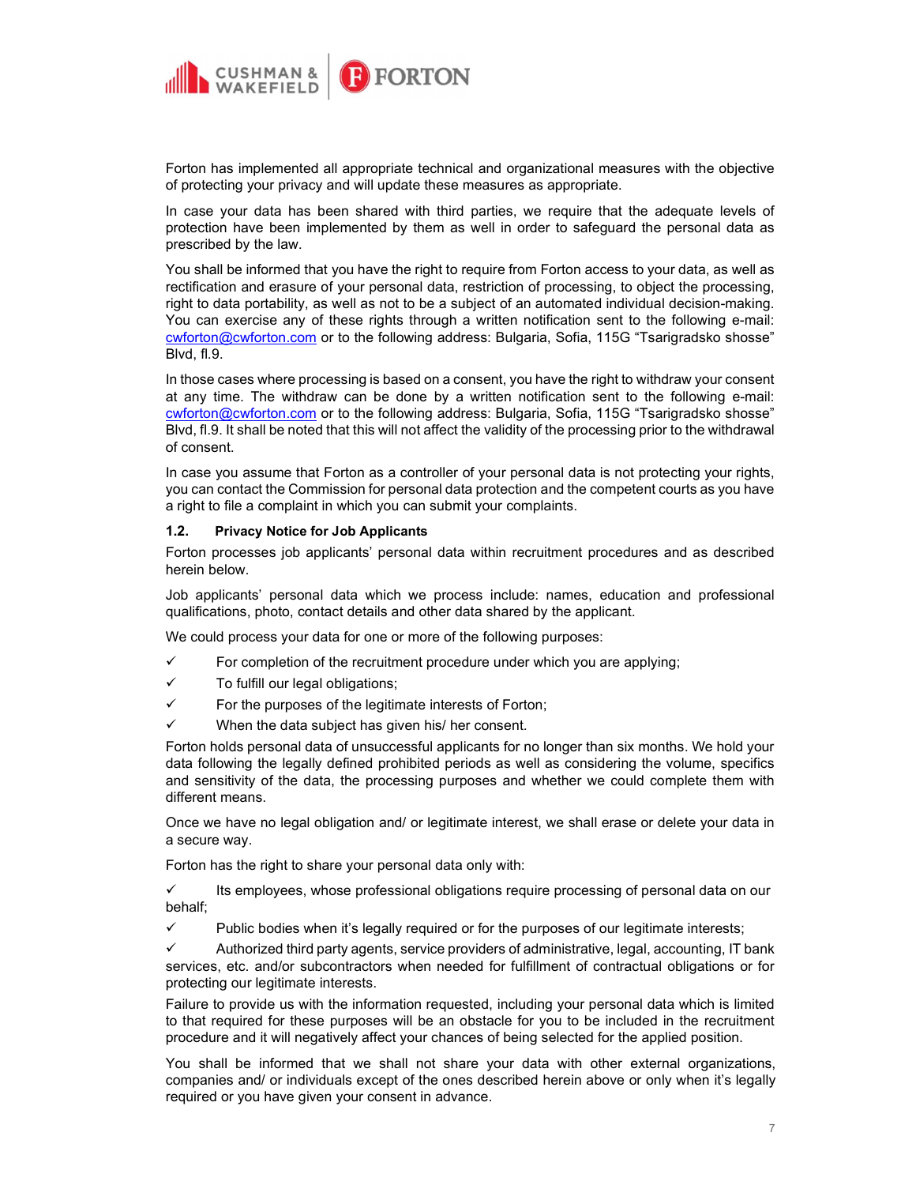Forton has implemented all appropriate technical and organizational measures with the objective of protecting your privacy and will update these measures as appropriate.

In case your data has been shared with third parties, we require that the adequate levels of protection have been implemented by them as well in order to safeguard the personal data as prescribed by the law.

You shall be informed that you have the right to require from Forton access to your data, as well as rectification and erasure of your personal data, restriction of processing, to object the processing, right to data portability, as well as not to be a subject of an automated individual decision-making. You can exercise any of these rights through a written notification sent to the following e-mail: cwforton@cwforton.com or to the following address: Bulgaria, Sofia, 115G “Tsarigradsko shosse” Blvd, fl.9.

In those cases where processing is based on a consent, you have the right to withdraw your consent at any time. The withdraw can be done by a written notification sent to the following e-mail: cwforton@cwforton.com or to the following address: Bulgaria, Sofia, 115G “Tsarigradsko shosse” Blvd, fl.9. It shall be noted that this will not affect the validity of the processing prior to the withdrawal of consent.

In case you assume that Forton as a controller of your personal data is not protecting your rights, you can contact the Commission for personal data protection and the competent courts as you have a right to file a complaint in which you can submit your complaints.

### 1.2. Privacy Notice for Job Applicants

Forton processes job applicants’ personal data within recruitment procedures and as described herein below.

Job applicants’ personal data which we process include: names, education and professional qualifications, photo, contact details and other data shared by the applicant.

We could process your data for one or more of the following purposes:

- ✓ For completion of the recruitment procedure under which you are applying;
- ✓ To fulfill our legal obligations;
- ✓ For the purposes of the legitimate interests of Forton;
- ✓ When the data subject has given his/ her consent.

Forton holds personal data of unsuccessful applicants for no longer than six months. We hold your data following the legally defined prohibited periods as well as considering the volume, specifics and sensitivity of the data, the processing purposes and whether we could complete them with different means.

Once we have no legal obligation and/ or legitimate interest, we shall erase or delete your data in a secure way.

Forton has the right to share your personal data only with:

- ✓ Its employees, whose professional obligations require processing of personal data on our behalf;
- ✓ Public bodies when it’s legally required or for the purposes of our legitimate interests;
- ✓ Authorized third party agents, service providers of administrative, legal, accounting, IT bank services, etc. and/or subcontractors when needed for fulfillment of contractual obligations or for protecting our legitimate interests.

Failure to provide us with the information requested, including your personal data which is limited to that required for these purposes will be an obstacle for you to be included in the recruitment procedure and it will negatively affect your chances of being selected for the applied position.

You shall be informed that we shall not share your data with other external organizations, companies and/ or individuals except of the ones described herein above or only when it’s legally required or you have given your consent in advance.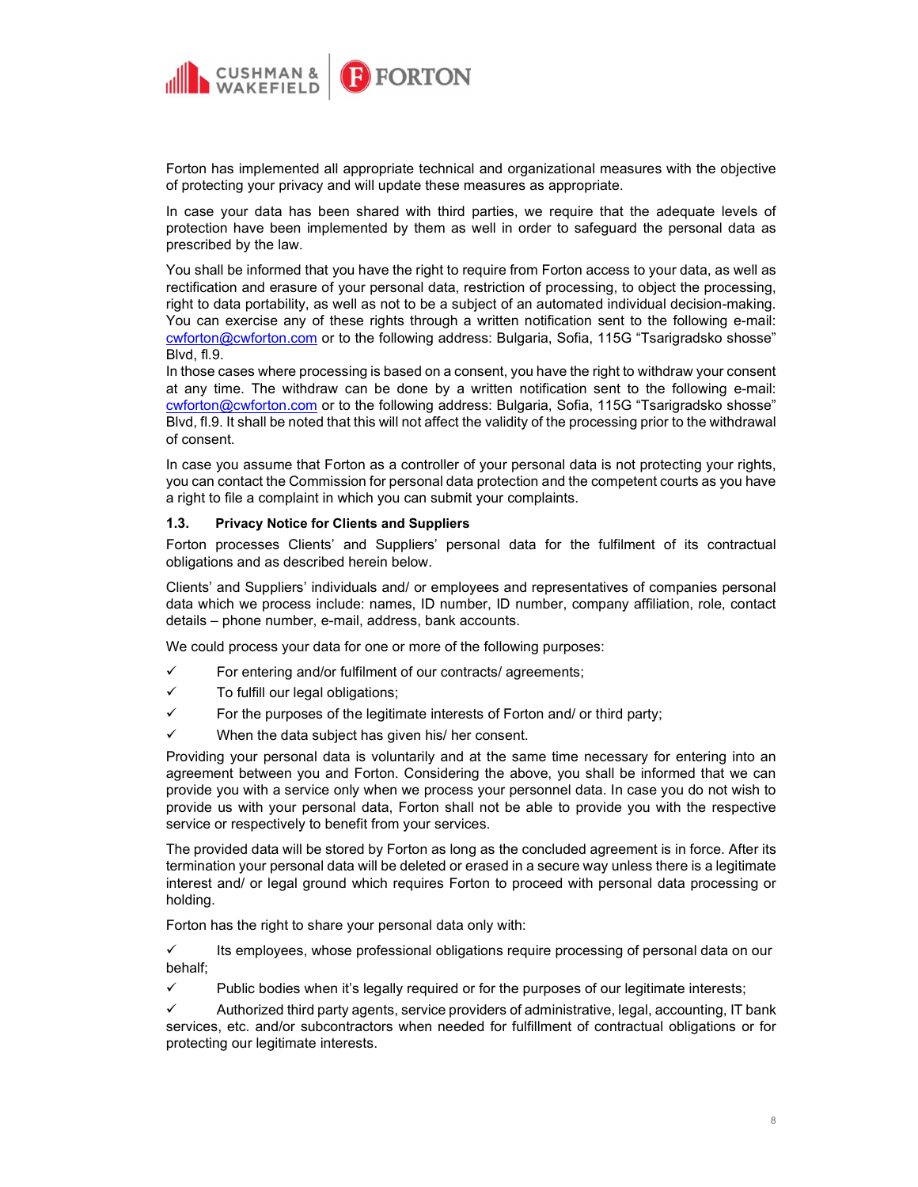Forton has implemented all appropriate technical and organizational measures with the objective of protecting your privacy and will update these measures as appropriate.

In case your data has been shared with third parties, we require that the adequate levels of protection have been implemented by them as well in order to safeguard the personal data as prescribed by the law.

You shall be informed that you have the right to require from Forton access to your data, as well as rectification and erasure of your personal data, restriction of processing, to object the processing, right to data portability, as well as not to be a subject of an automated individual decision-making. You can exercise any of these rights through a written notification sent to the following e-mail: cwforton@cwforton.com or to the following address: Bulgaria, Sofia, 115G "Tsarigradsko shosse" Blvd, fl.9.
In those cases where processing is based on a consent, you have the right to withdraw your consent at any time. The withdraw can be done by a written notification sent to the following e-mail: cwforton@cwforton.com or to the following address: Bulgaria, Sofia, 115G "Tsarigradsko shosse" Blvd, fl.9. It shall be noted that this will not affect the validity of the processing prior to the withdrawal of consent.

In case you assume that Forton as a controller of your personal data is not protecting your rights, you can contact the Commission for personal data protection and the competent courts as you have a right to file a complaint in which you can submit your complaints.

### 1.3. Privacy Notice for Clients and Suppliers

Forton processes Clients' and Suppliers' personal data for the fulfilment of its contractual obligations and as described herein below.

Clients' and Suppliers' individuals and/ or employees and representatives of companies personal data which we process include: names, ID number, ID number, company affiliation, role, contact details – phone number, e-mail, address, bank accounts.

We could process your data for one or more of the following purposes:

- ✓ For entering and/or fulfilment of our contracts/ agreements;
- ✓ To fulfill our legal obligations;
- ✓ For the purposes of the legitimate interests of Forton and/ or third party;
- ✓ When the data subject has given his/ her consent.

Providing your personal data is voluntarily and at the same time necessary for entering into an agreement between you and Forton. Considering the above, you shall be informed that we can provide you with a service only when we process your personnel data. In case you do not wish to provide us with your personal data, Forton shall not be able to provide you with the respective service or respectively to benefit from your services.

The provided data will be stored by Forton as long as the concluded agreement is in force. After its termination your personal data will be deleted or erased in a secure way unless there is a legitimate interest and/ or legal ground which requires Forton to proceed with personal data processing or holding.

Forton has the right to share your personal data only with:

- ✓ Its employees, whose professional obligations require processing of personal data on our behalf;
- ✓ Public bodies when it's legally required or for the purposes of our legitimate interests;
- ✓ Authorized third party agents, service providers of administrative, legal, accounting, IT bank services, etc. and/or subcontractors when needed for fulfillment of contractual obligations or for protecting our legitimate interests.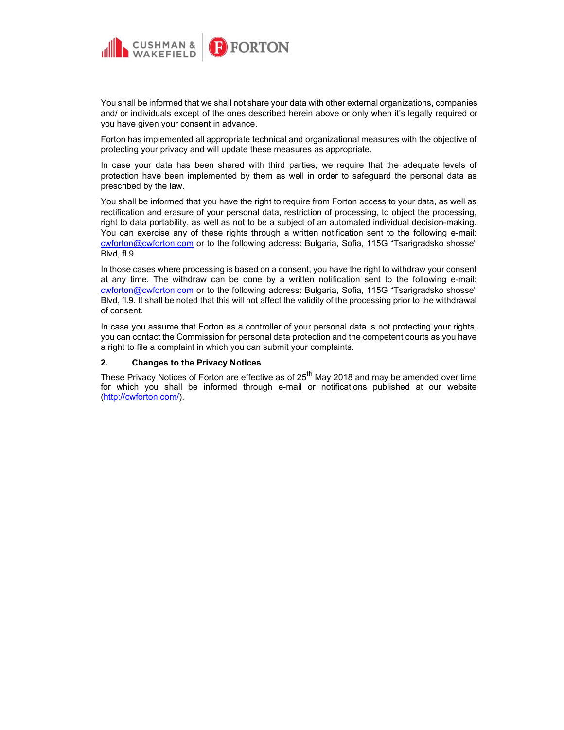You shall be informed that we shall not share your data with other external organizations, companies and/ or individuals except of the ones described herein above or only when it's legally required or you have given your consent in advance.

Forton has implemented all appropriate technical and organizational measures with the objective of protecting your privacy and will update these measures as appropriate.

In case your data has been shared with third parties, we require that the adequate levels of protection have been implemented by them as well in order to safeguard the personal data as prescribed by the law.

You shall be informed that you have the right to require from Forton access to your data, as well as rectification and erasure of your personal data, restriction of processing, to object the processing, right to data portability, as well as not to be a subject of an automated individual decision-making. You can exercise any of these rights through a written notification sent to the following e-mail: cwforton@cwforton.com or to the following address: Bulgaria, Sofia, 115G "Tsarigradsko shosse" Blvd, fl.9.

In those cases where processing is based on a consent, you have the right to withdraw your consent at any time. The withdraw can be done by a written notification sent to the following e-mail: cwforton@cwforton.com or to the following address: Bulgaria, Sofia, 115G "Tsarigradsko shosse" Blvd, fl.9. It shall be noted that this will not affect the validity of the processing prior to the withdrawal of consent.

In case you assume that Forton as a controller of your personal data is not protecting your rights, you can contact the Commission for personal data protection and the competent courts as you have a right to file a complaint in which you can submit your complaints.

## 2. Changes to the Privacy Notices

These Privacy Notices of Forton are effective as of 25th May 2018 and may be amended over time for which you shall be informed through e-mail or notifications published at our website (http://cwforton.com/).